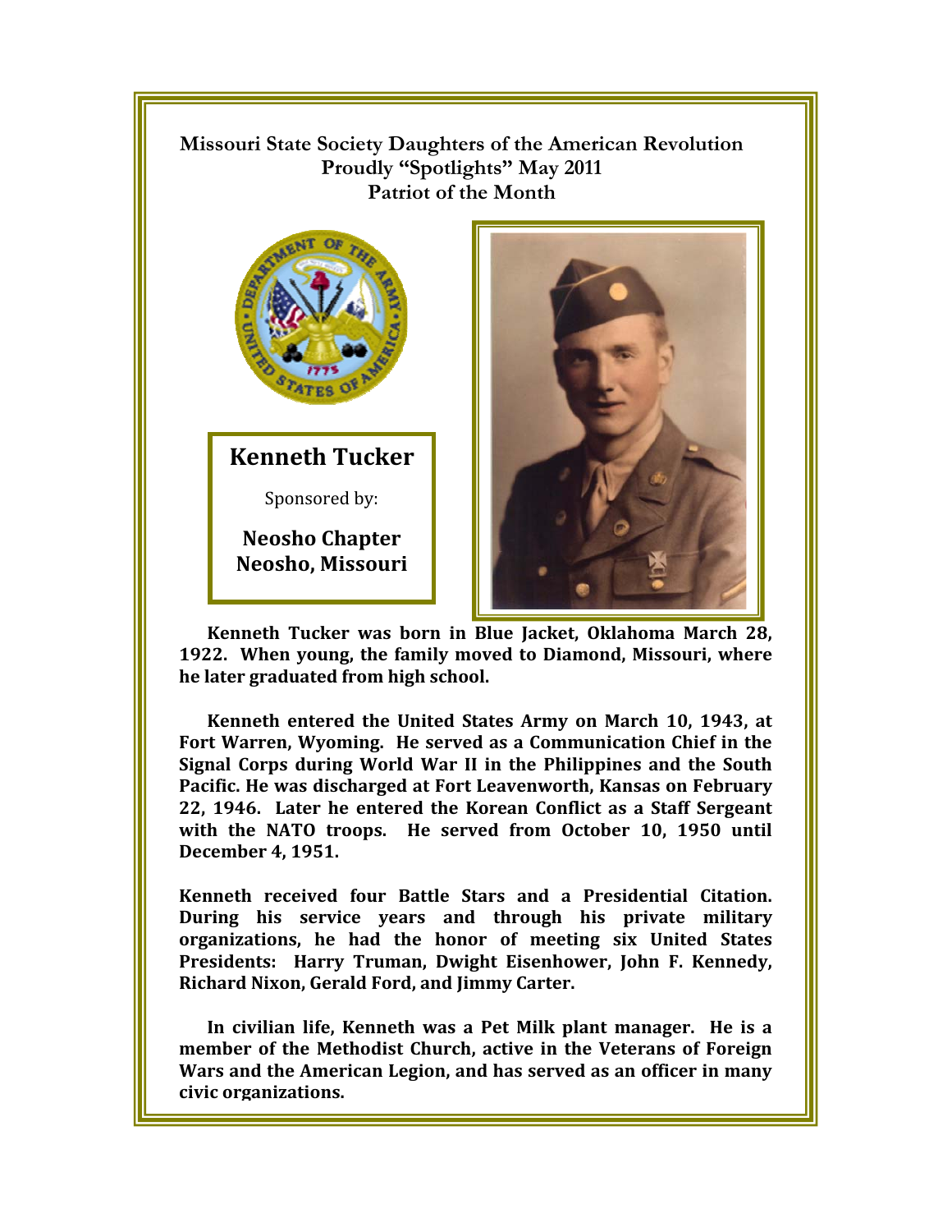**Missouri State Society Daughters of the American Revolution**
**Proudly "Spotlights" May 2011**
**Patriot of the Month**

## Kenneth Tucker

Sponsored by:

**Neosho Chapter**
**Neosho, Missouri**

**Kenneth Tucker was born in Blue Jacket, Oklahoma March 28, 1922. When young, the family moved to Diamond, Missouri, where he later graduated from high school.**

**Kenneth entered the United States Army on March 10, 1943, at Fort Warren, Wyoming. He served as a Communication Chief in the Signal Corps during World War II in the Philippines and the South Pacific. He was discharged at Fort Leavenworth, Kansas on February 22, 1946. Later he entered the Korean Conflict as a Staff Sergeant with the NATO troops. He served from October 10, 1950 until December 4, 1951.**

**Kenneth received four Battle Stars and a Presidential Citation. During his service years and through his private military organizations, he had the honor of meeting six United States Presidents: Harry Truman, Dwight Eisenhower, John F. Kennedy, Richard Nixon, Gerald Ford, and Jimmy Carter.**

**In civilian life, Kenneth was a Pet Milk plant manager. He is a member of the Methodist Church, active in the Veterans of Foreign Wars and the American Legion, and has served as an officer in many civic organizations.**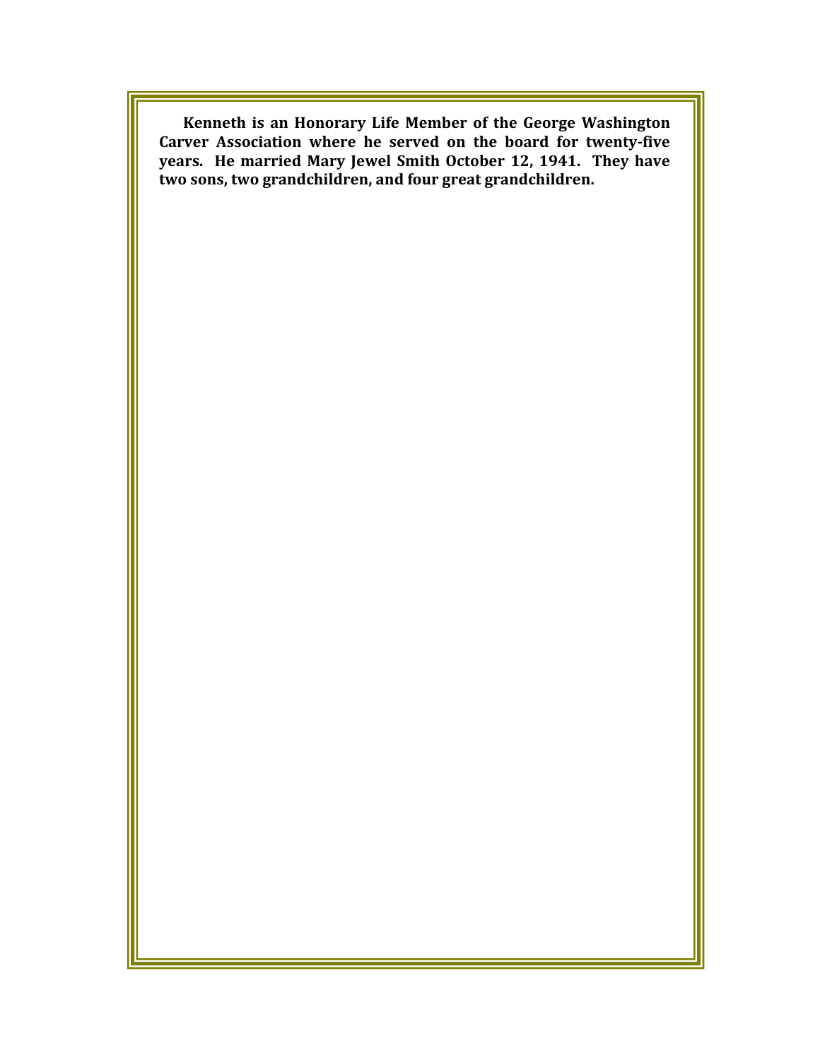**Kenneth is an Honorary Life Member of the George Washington Carver Association where he served on the board for twenty-five years. He married Mary Jewel Smith October 12, 1941. They have two sons, two grandchildren, and four great grandchildren.**